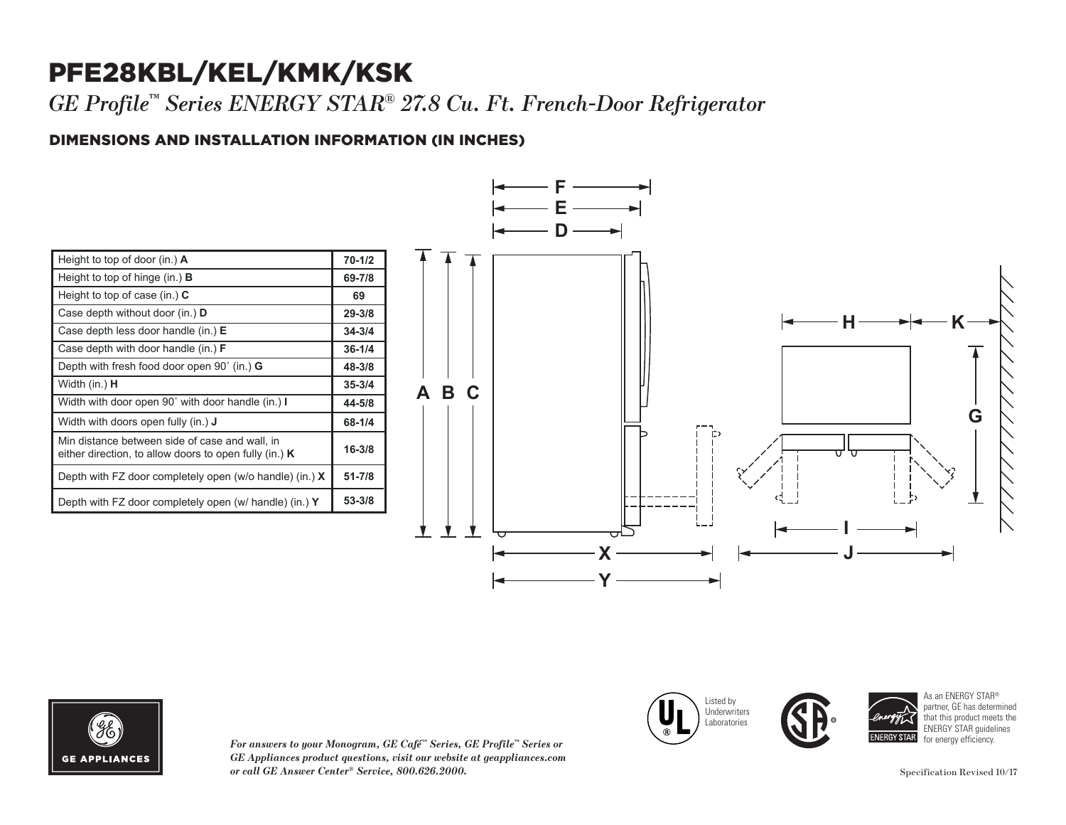# PFE28KBL/KEL/KMK/KSK

*GE Profile™ Series ENERGY STAR® 27.8 Cu. Ft. French-Door Refrigerator*

## DIMENSIONS AND INSTALLATION INFORMATION (IN INCHES)

| Dimension | Inches |
|---|---|
| Height to top of door (in.) **A** | 70-1/2 |
| Height to top of hinge (in.) **B** | 69-7/8 |
| Height to top of case (in.) **C** | 69 |
| Case depth without door (in.) **D** | 29-3/8 |
| Case depth less door handle (in.) **E** | 34-3/4 |
| Case depth with door handle (in.) **F** | 36-1/4 |
| Depth with fresh food door open 90˚ (in.) **G** | 48-3/8 |
| Width (in.) **H** | 35-3/4 |
| Width with door open 90˚ with door handle (in.) **I** | 44-5/8 |
| Width with doors open fully (in.) **J** | 68-1/4 |
| Min distance between side of case and wall, in either direction, to allow doors to open fully (in.) **K** | 16-3/8 |
| Depth with FZ door completely open (w/o handle) (in.) **X** | 51-7/8 |
| Depth with FZ door completely open (w/ handle) (in.) **Y** | 53-3/8 |

GE APPLIANCES

*For answers to your Monogram, GE Café™ Series, GE Profile™ Series or GE Appliances product questions, visit our website at geappliances.com or call GE Answer Center® Service, 800.626.2000.*

Listed by Underwriters Laboratories

As an ENERGY STAR® partner, GE has determined that this product meets the ENERGY STAR guidelines for energy efficiency.

Specification Revised 10/17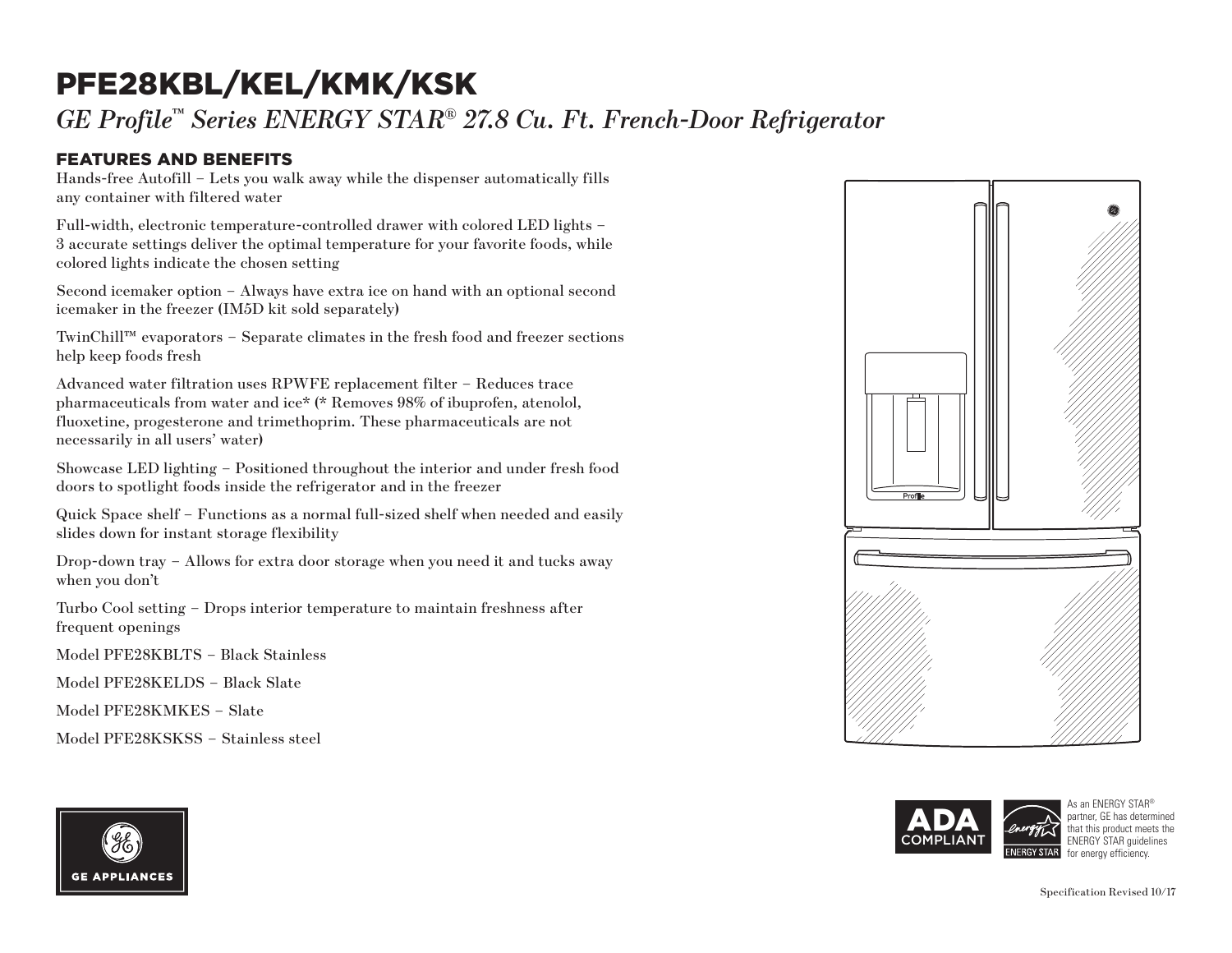# PFE28KBL/KEL/KMK/KSK

*GE Profile™ Series ENERGY STAR® 27.8 Cu. Ft. French-Door Refrigerator*

## FEATURES AND BENEFITS

Hands-free Autofill – Lets you walk away while the dispenser automatically fills any container with filtered water

Full-width, electronic temperature-controlled drawer with colored LED lights – 3 accurate settings deliver the optimal temperature for your favorite foods, while colored lights indicate the chosen setting

Second icemaker option – Always have extra ice on hand with an optional second icemaker in the freezer (IM5D kit sold separately)

TwinChill™ evaporators – Separate climates in the fresh food and freezer sections help keep foods fresh

Advanced water filtration uses RPWFE replacement filter – Reduces trace pharmaceuticals from water and ice* (* Removes 98% of ibuprofen, atenolol, fluoxetine, progesterone and trimethoprim. These pharmaceuticals are not necessarily in all users' water)

Showcase LED lighting – Positioned throughout the interior and under fresh food doors to spotlight foods inside the refrigerator and in the freezer

Quick Space shelf – Functions as a normal full-sized shelf when needed and easily slides down for instant storage flexibility

Drop-down tray – Allows for extra door storage when you need it and tucks away when you don't

Turbo Cool setting – Drops interior temperature to maintain freshness after frequent openings

Model PFE28KBLTS – Black Stainless

Model PFE28KELDS – Black Slate

Model PFE28KMKES – Slate

Model PFE28KSKSS – Stainless steel

GE APPLIANCES

ADA COMPLIANT

As an ENERGY STAR® partner, GE has determined that this product meets the ENERGY STAR guidelines for energy efficiency.

Specification Revised 10/17